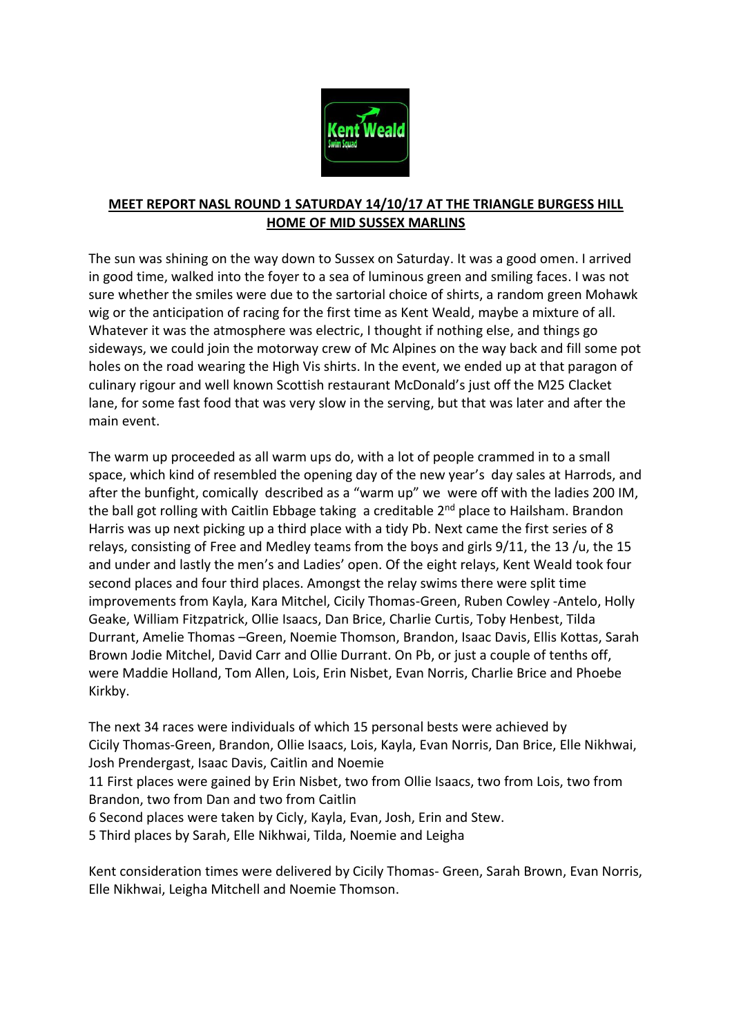**MEET REPORT NASL ROUND 1 SATURDAY 14/10/17 AT THE TRIANGLE BURGESS HILL HOME OF MID SUSSEX MARLINS**

The sun was shining on the way down to Sussex on Saturday. It was a good omen. I arrived in good time, walked into the foyer to a sea of luminous green and smiling faces. I was not sure whether the smiles were due to the sartorial choice of shirts, a random green Mohawk wig or the anticipation of racing for the first time as Kent Weald, maybe a mixture of all. Whatever it was the atmosphere was electric, I thought if nothing else, and things go sideways, we could join the motorway crew of Mc Alpines on the way back and fill some pot holes on the road wearing the High Vis shirts. In the event, we ended up at that paragon of culinary rigour and well known Scottish restaurant McDonald's just off the M25 Clacket lane, for some fast food that was very slow in the serving, but that was later and after the main event.

The warm up proceeded as all warm ups do, with a lot of people crammed in to a small space, which kind of resembled the opening day of the new year's day sales at Harrods, and after the bunfight, comically described as a "warm up" we were off with the ladies 200 IM, the ball got rolling with Caitlin Ebbage taking a creditable 2nd place to Hailsham. Brandon Harris was up next picking up a third place with a tidy Pb. Next came the first series of 8 relays, consisting of Free and Medley teams from the boys and girls 9/11, the 13 /u, the 15 and under and lastly the men's and Ladies' open. Of the eight relays, Kent Weald took four second places and four third places. Amongst the relay swims there were split time improvements from Kayla, Kara Mitchel, Cicily Thomas-Green, Ruben Cowley -Antelo, Holly Geake, William Fitzpatrick, Ollie Isaacs, Dan Brice, Charlie Curtis, Toby Henbest, Tilda Durrant, Amelie Thomas –Green, Noemie Thomson, Brandon, Isaac Davis, Ellis Kottas, Sarah Brown Jodie Mitchel, David Carr and Ollie Durrant. On Pb, or just a couple of tenths off, were Maddie Holland, Tom Allen, Lois, Erin Nisbet, Evan Norris, Charlie Brice and Phoebe Kirkby.

The next 34 races were individuals of which 15 personal bests were achieved by Cicily Thomas-Green, Brandon, Ollie Isaacs, Lois, Kayla, Evan Norris, Dan Brice, Elle Nikhwai, Josh Prendergast, Isaac Davis, Caitlin and Noemie

11 First places were gained by Erin Nisbet, two from Ollie Isaacs, two from Lois, two from Brandon, two from Dan and two from Caitlin

6 Second places were taken by Cicly, Kayla, Evan, Josh, Erin and Stew.

5 Third places by Sarah, Elle Nikhwai, Tilda, Noemie and Leigha

Kent consideration times were delivered by Cicily Thomas- Green, Sarah Brown, Evan Norris, Elle Nikhwai, Leigha Mitchell and Noemie Thomson.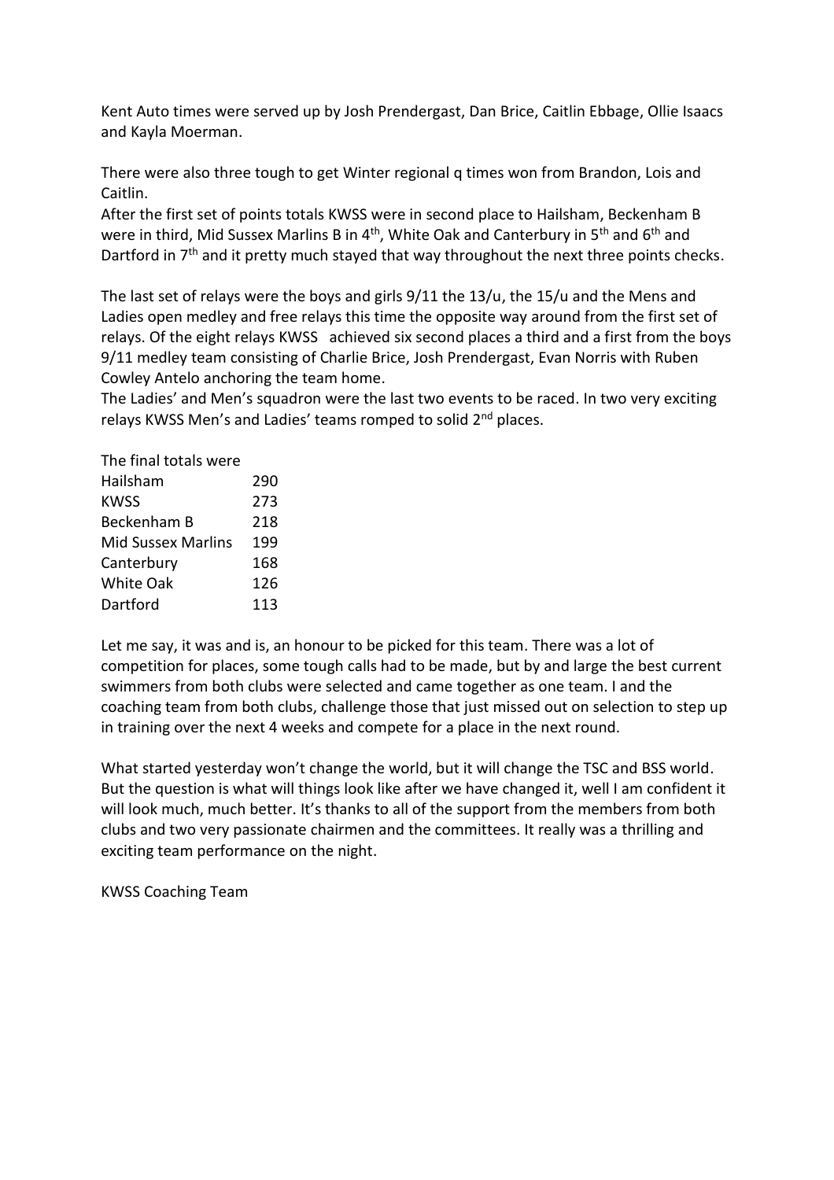Kent Auto times were served up by Josh Prendergast, Dan Brice, Caitlin Ebbage, Ollie Isaacs and Kayla Moerman.

There were also three tough to get Winter regional q times won from Brandon, Lois and Caitlin.
After the first set of points totals KWSS were in second place to Hailsham, Beckenham B were in third, Mid Sussex Marlins B in 4th, White Oak and Canterbury in 5th and 6th and Dartford in 7th and it pretty much stayed that way throughout the next three points checks.

The last set of relays were the boys and girls 9/11 the 13/u, the 15/u and the Mens and Ladies open medley and free relays this time the opposite way around from the first set of relays. Of the eight relays KWSS achieved six second places a third and a first from the boys 9/11 medley team consisting of Charlie Brice, Josh Prendergast, Evan Norris with Ruben Cowley Antelo anchoring the team home.
The Ladies' and Men's squadron were the last two events to be raced. In two very exciting relays KWSS Men's and Ladies' teams romped to solid 2nd places.

The final totals were

| | |
|---|---|
| Hailsham | 290 |
| KWSS | 273 |
| Beckenham B | 218 |
| Mid Sussex Marlins | 199 |
| Canterbury | 168 |
| White Oak | 126 |
| Dartford | 113 |

Let me say, it was and is, an honour to be picked for this team. There was a lot of competition for places, some tough calls had to be made, but by and large the best current swimmers from both clubs were selected and came together as one team. I and the coaching team from both clubs, challenge those that just missed out on selection to step up in training over the next 4 weeks and compete for a place in the next round.

What started yesterday won't change the world, but it will change the TSC and BSS world. But the question is what will things look like after we have changed it, well I am confident it will look much, much better. It's thanks to all of the support from the members from both clubs and two very passionate chairmen and the committees. It really was a thrilling and exciting team performance on the night.

KWSS Coaching Team